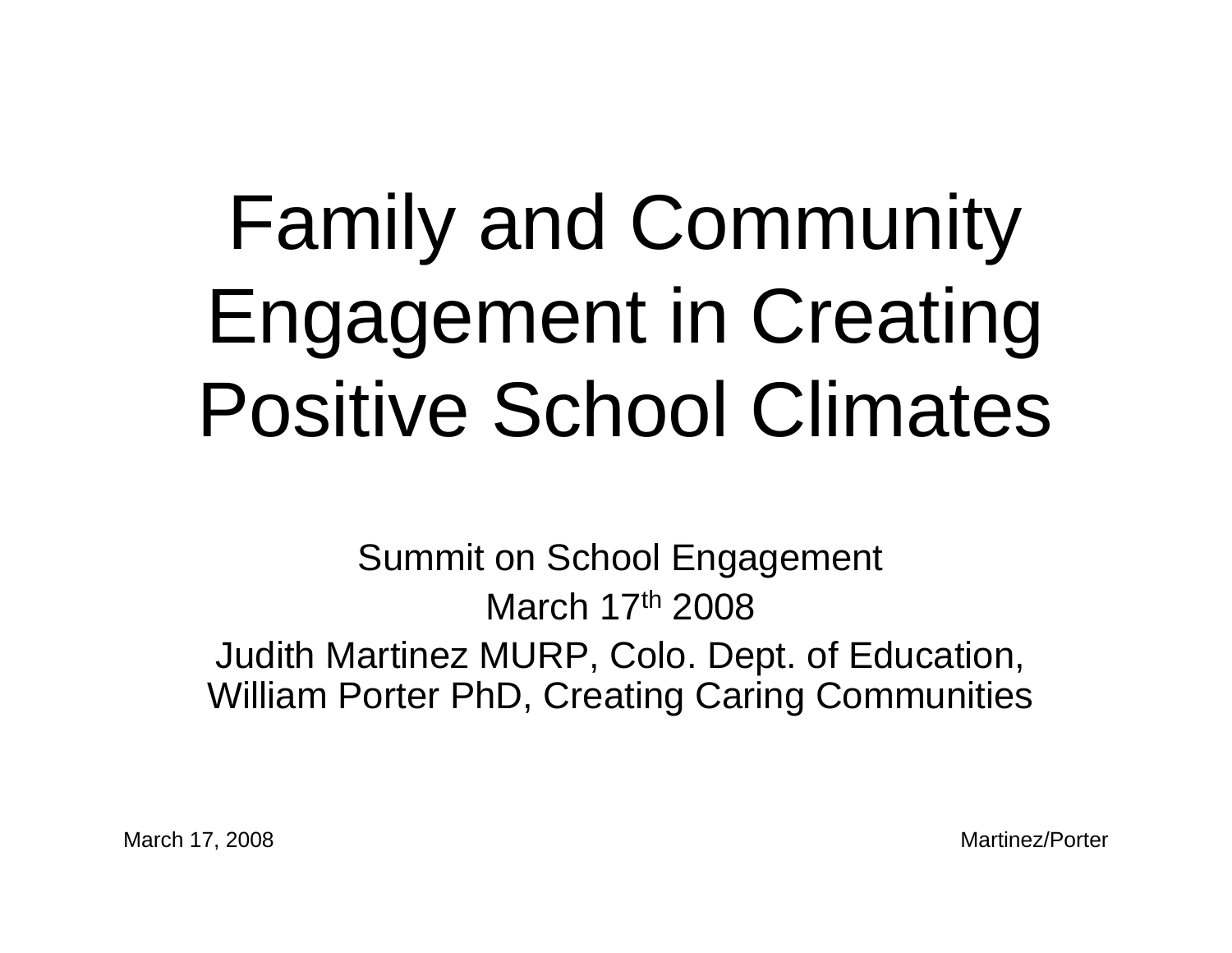# Family and Community Engagement in Creating Positive School Climates

Summit on School Engagement

March 17th 2008

Judith Martinez MURP, Colo. Dept. of Education, William Porter PhD, Creating Caring Communities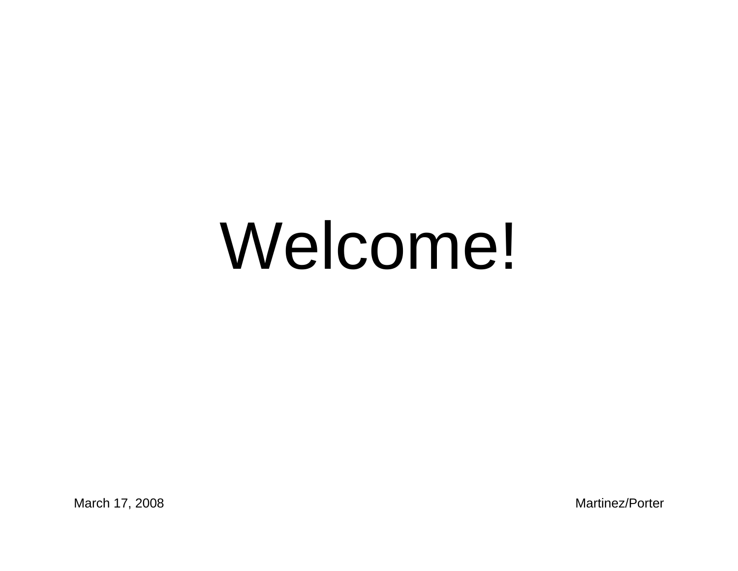# Welcome!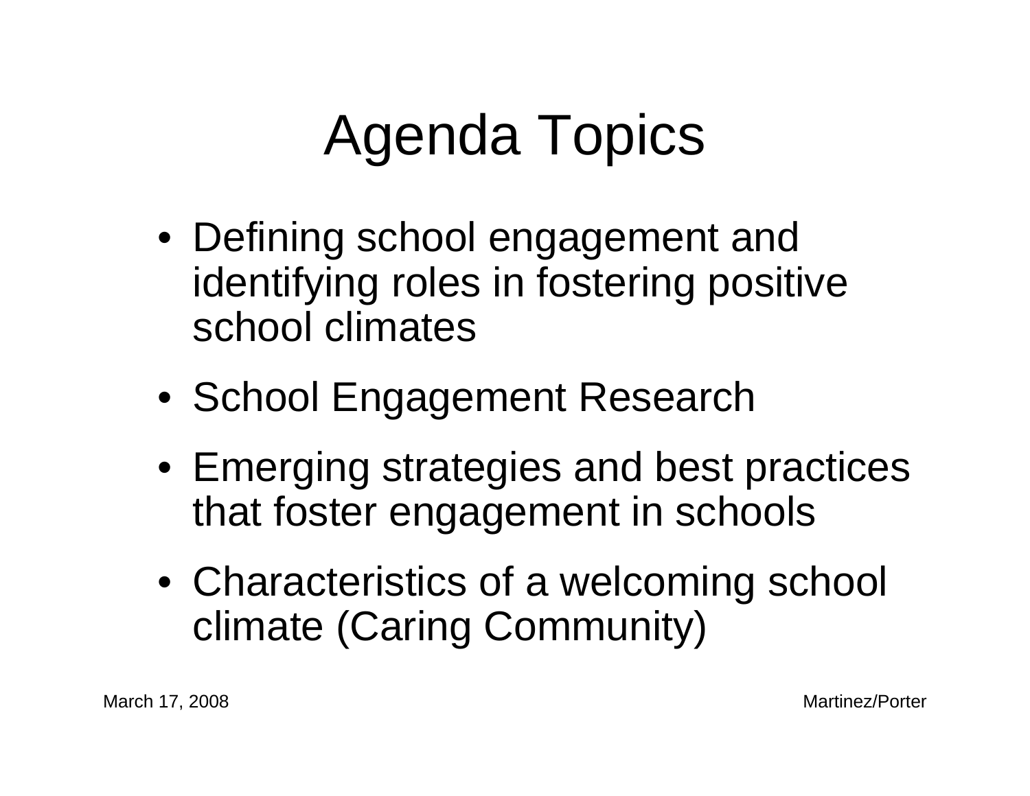# Agenda Topics

- Defining school engagement and identifying roles in fostering positive school climates
- School Engagement Research
- Emerging strategies and best practices that foster engagement in schools
- Characteristics of a welcoming school climate (Caring Community)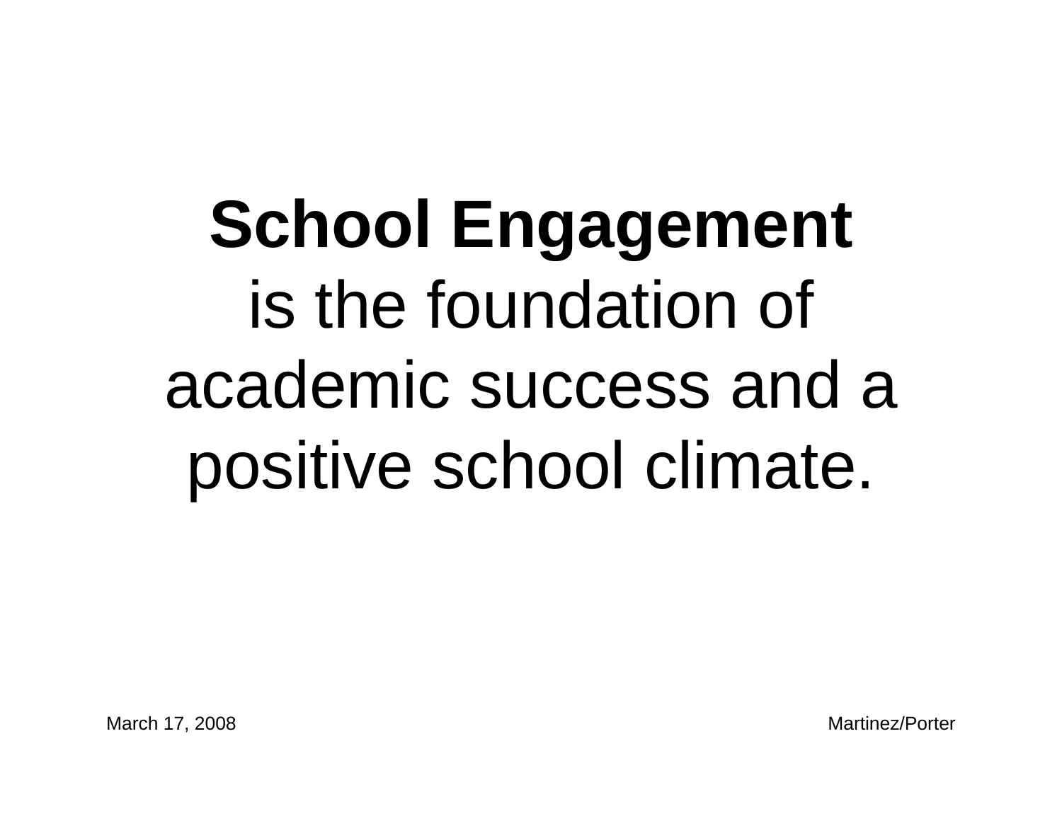**School Engagement**
is the foundation of academic success and a positive school climate.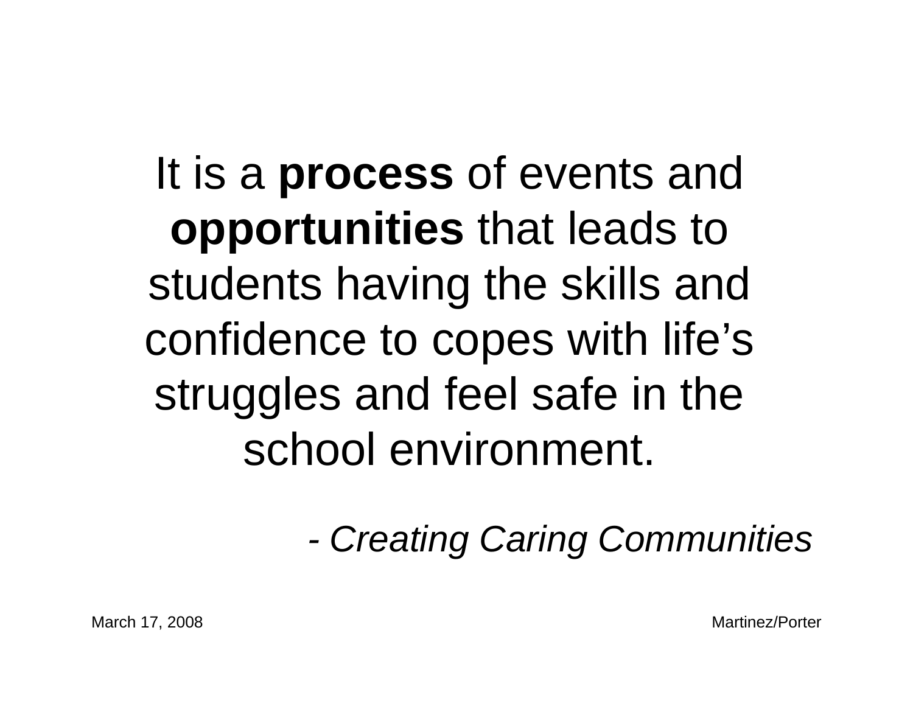It is a **process** of events and **opportunities** that leads to students having the skills and confidence to copes with life's struggles and feel safe in the school environment.

*- Creating Caring Communities*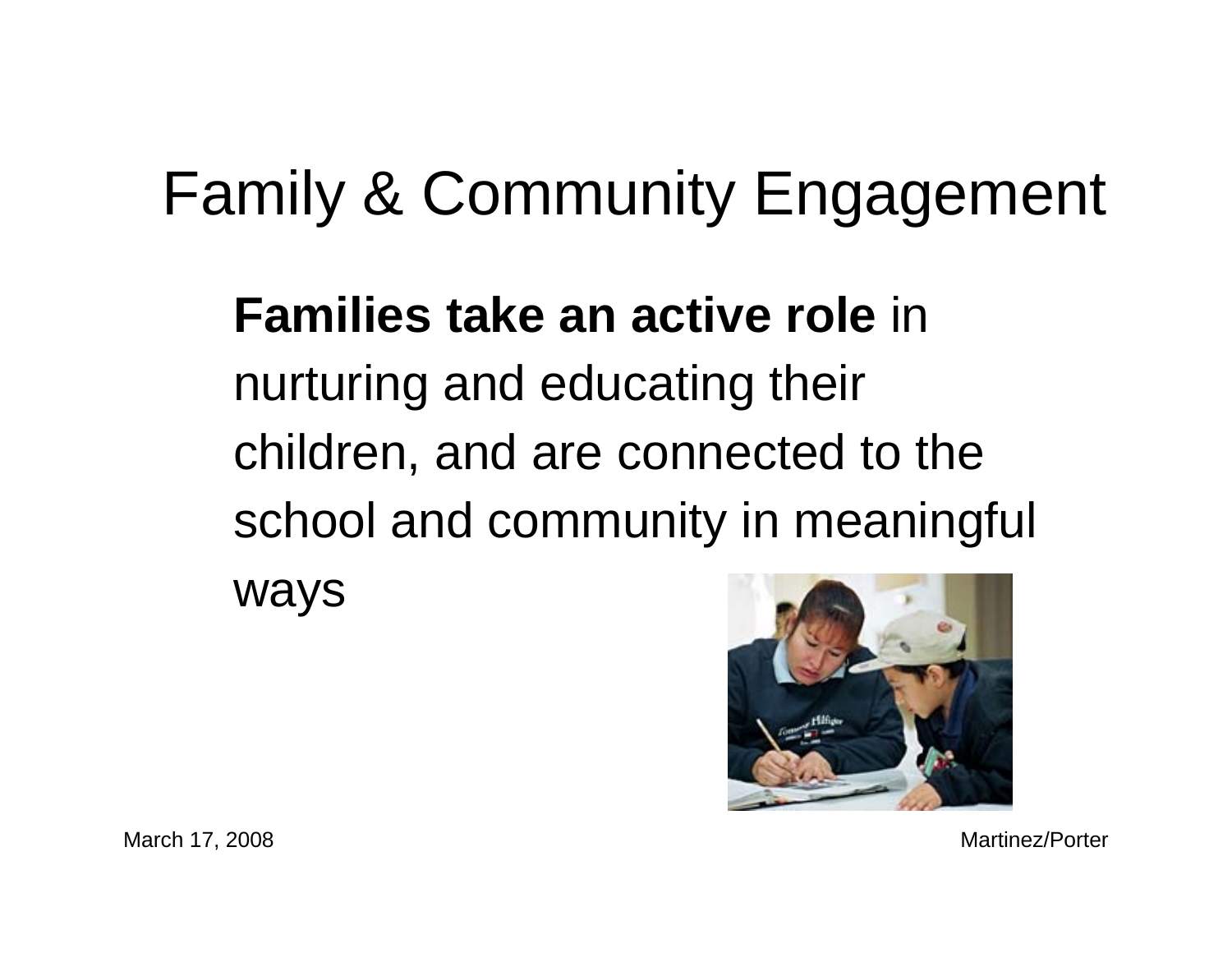# Family & Community Engagement

**Families take an active role** in nurturing and educating their children, and are connected to the school and community in meaningful ways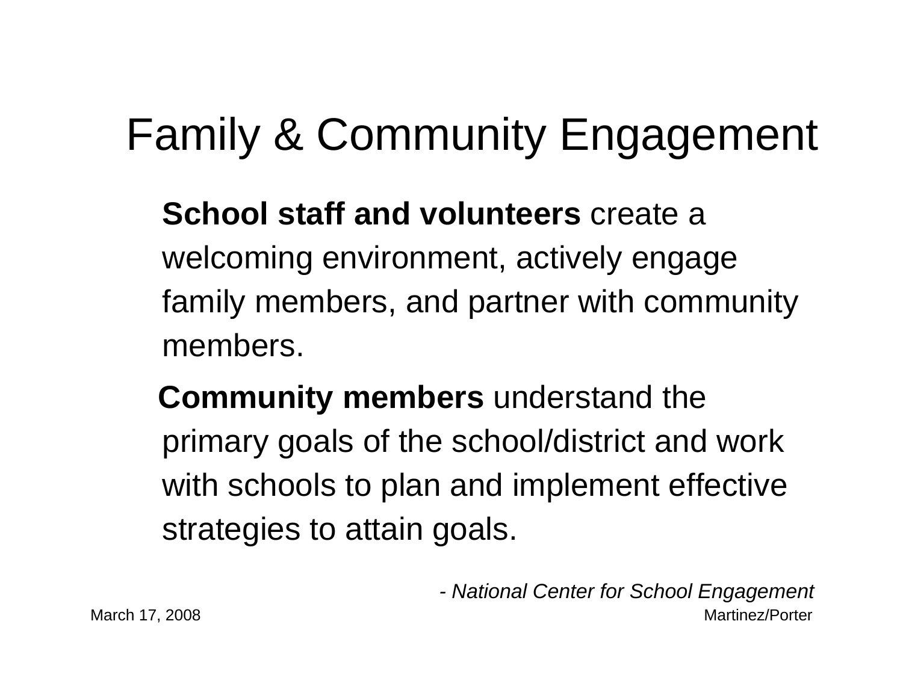# Family & Community Engagement

**School staff and volunteers** create a welcoming environment, actively engage family members, and partner with community members.

**Community members** understand the primary goals of the school/district and work with schools to plan and implement effective strategies to attain goals.

*- National Center for School Engagement*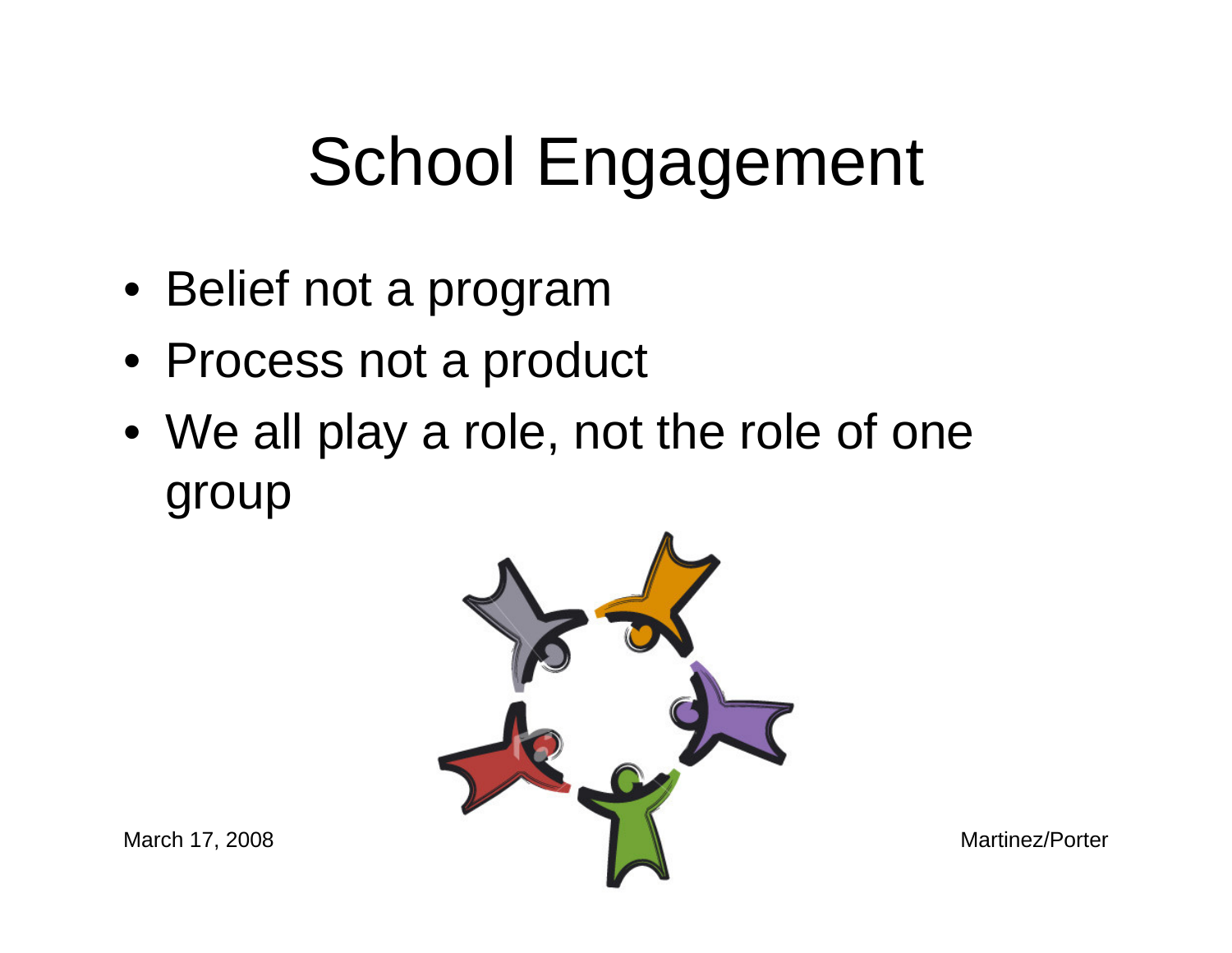# School Engagement

- Belief not a program
- Process not a product
- We all play a role, not the role of one group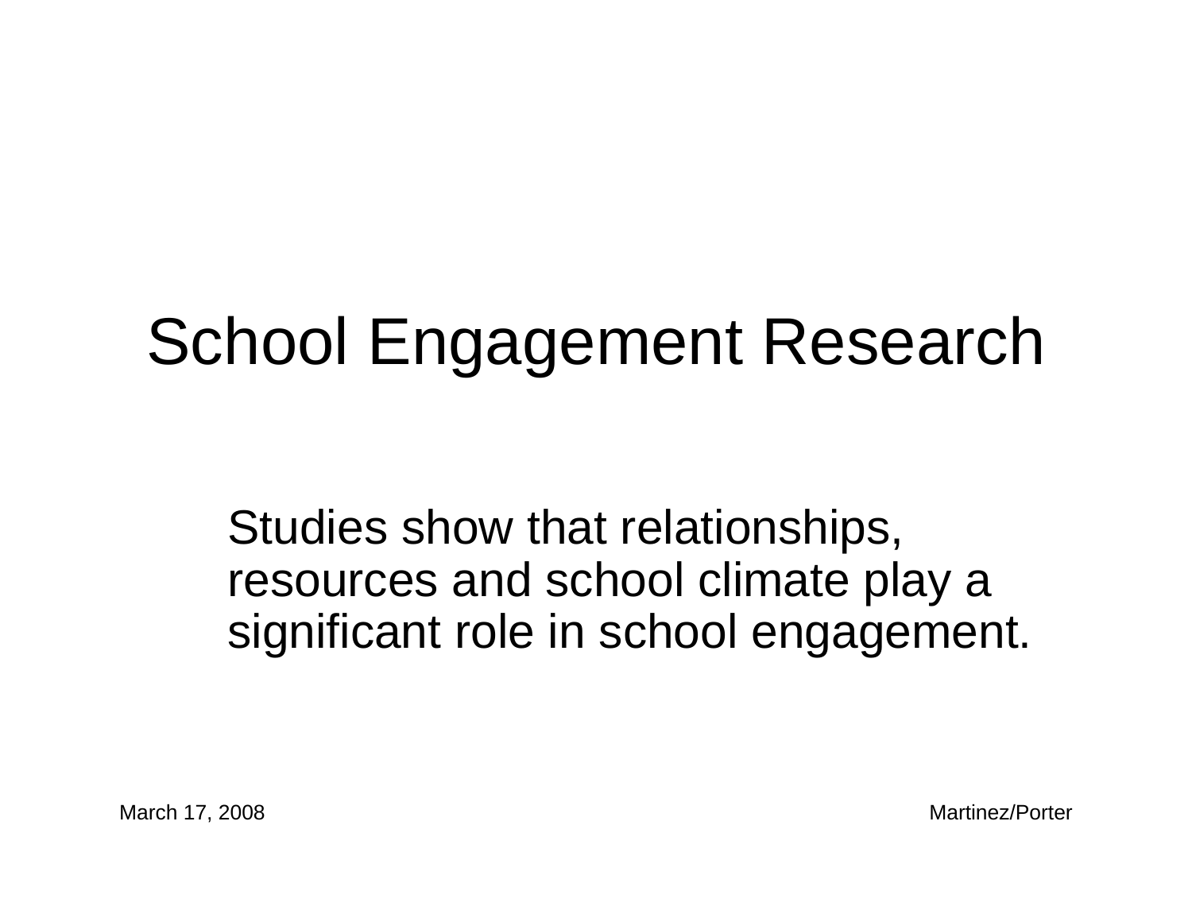# School Engagement Research

Studies show that relationships, resources and school climate play a significant role in school engagement.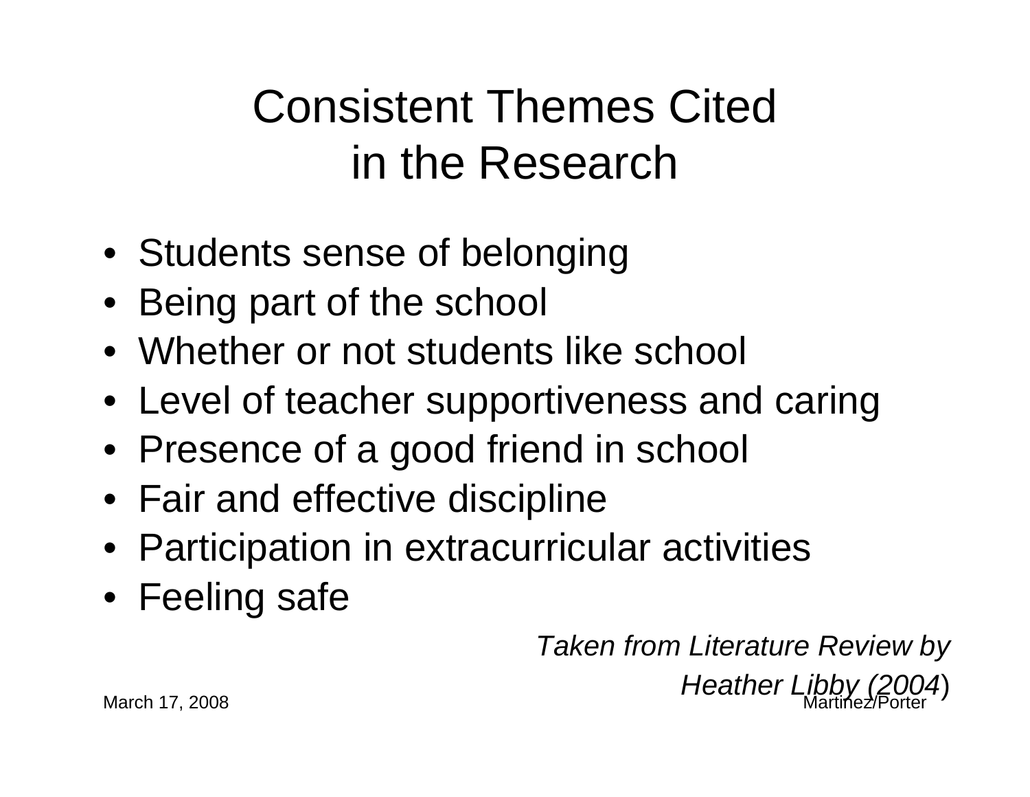# Consistent Themes Cited in the Research

- Students sense of belonging
- Being part of the school
- Whether or not students like school
- Level of teacher supportiveness and caring
- Presence of a good friend in school
- Fair and effective discipline
- Participation in extracurricular activities
- Feeling safe

*Taken from Literature Review by Heather Libby (2004)*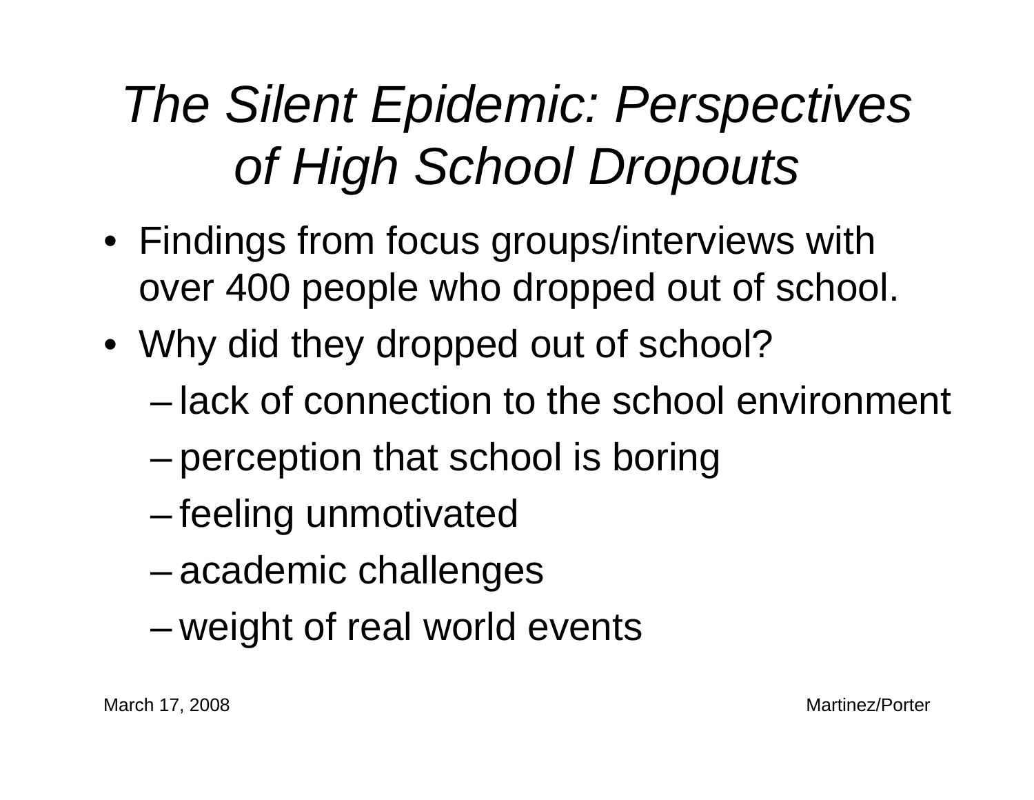# *The Silent Epidemic: Perspectives of High School Dropouts*

- Findings from focus groups/interviews with over 400 people who dropped out of school.
- Why did they dropped out of school?
  - lack of connection to the school environment
  - perception that school is boring
  - feeling unmotivated
  - academic challenges
  - weight of real world events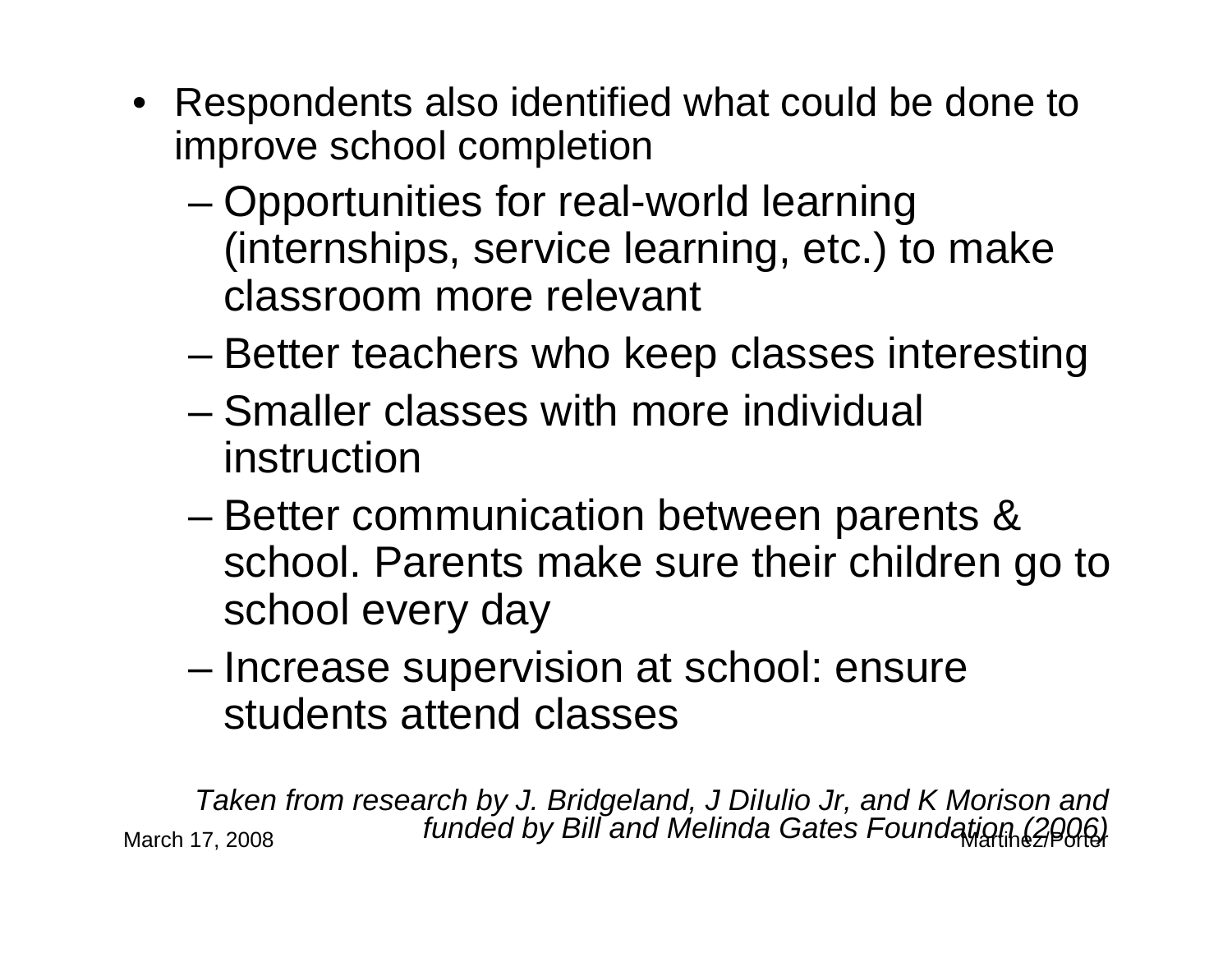- Respondents also identified what could be done to improve school completion
  - Opportunities for real-world learning (internships, service learning, etc.) to make classroom more relevant
  - Better teachers who keep classes interesting
  - Smaller classes with more individual instruction
  - Better communication between parents & school. Parents make sure their children go to school every day
  - Increase supervision at school: ensure students attend classes

*Taken from research by J. Bridgeland, J DiIulio Jr, and K Morison and funded by Bill and Melinda Gates Foundation (2006)*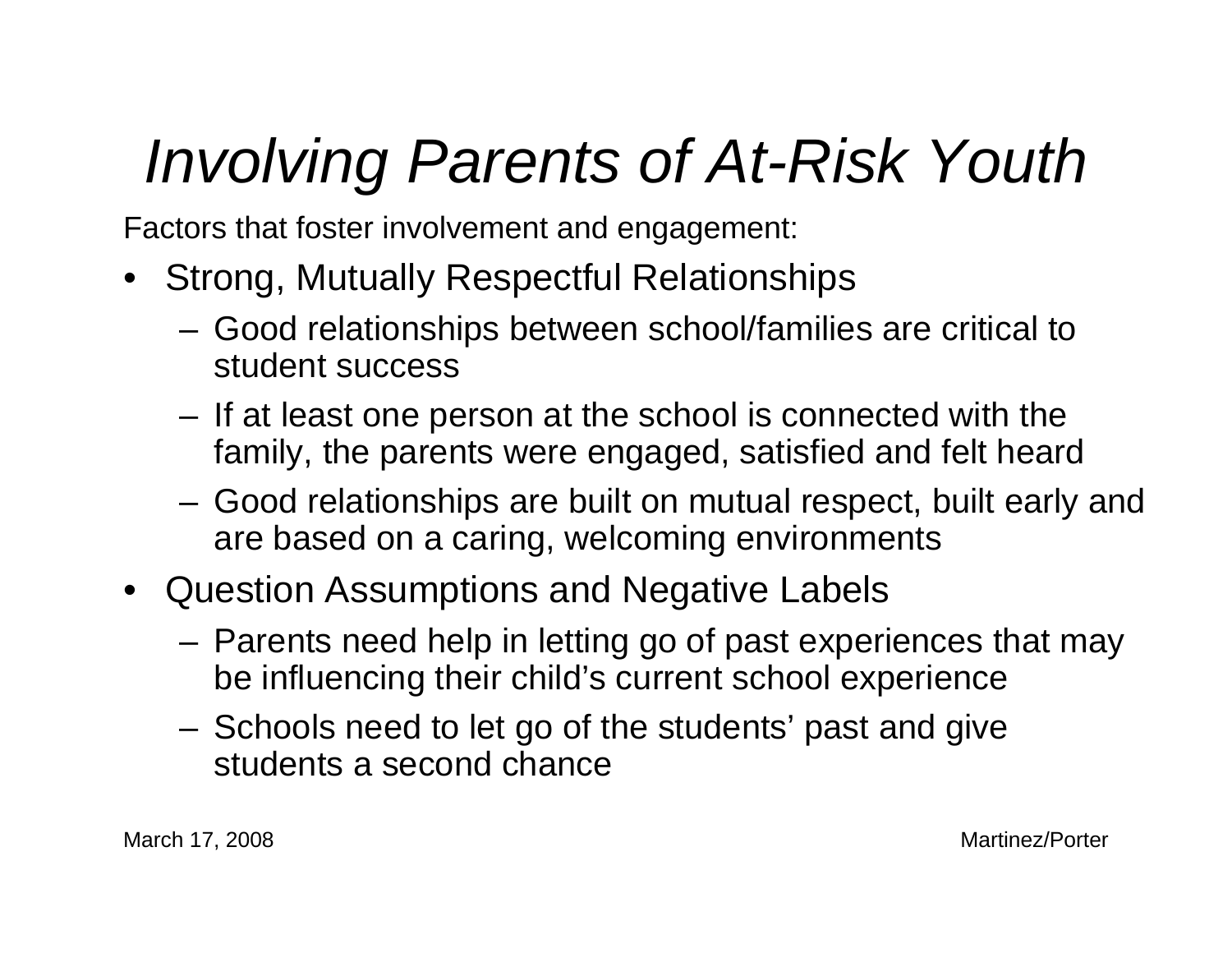# *Involving Parents of At-Risk Youth*

Factors that foster involvement and engagement:

- Strong, Mutually Respectful Relationships
  - Good relationships between school/families are critical to student success
  - If at least one person at the school is connected with the family, the parents were engaged, satisfied and felt heard
  - Good relationships are built on mutual respect, built early and are based on a caring, welcoming environments
- Question Assumptions and Negative Labels
  - Parents need help in letting go of past experiences that may be influencing their child's current school experience
  - Schools need to let go of the students' past and give students a second chance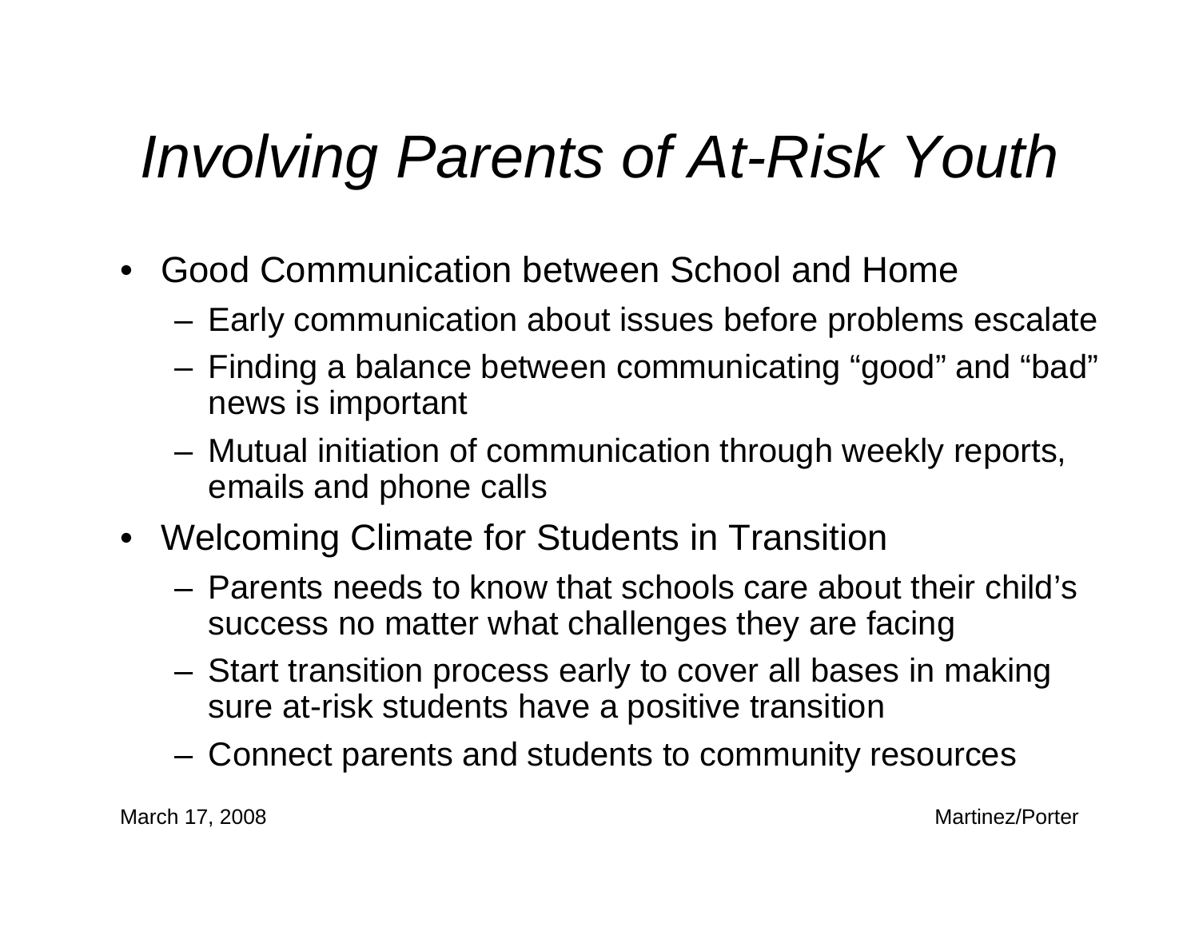# *Involving Parents of At-Risk Youth*

- Good Communication between School and Home
  - Early communication about issues before problems escalate
  - Finding a balance between communicating “good” and “bad” news is important
  - Mutual initiation of communication through weekly reports, emails and phone calls
- Welcoming Climate for Students in Transition
  - Parents needs to know that schools care about their child’s success no matter what challenges they are facing
  - Start transition process early to cover all bases in making sure at-risk students have a positive transition
  - Connect parents and students to community resources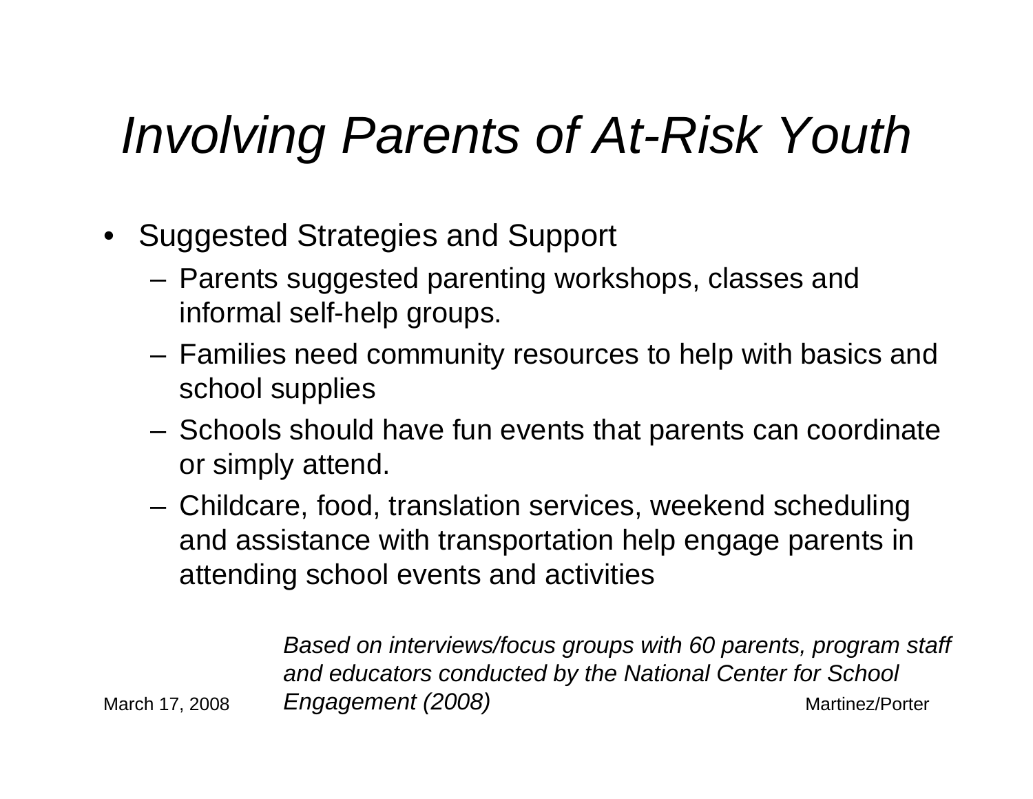# *Involving Parents of At-Risk Youth*

- Suggested Strategies and Support
  - Parents suggested parenting workshops, classes and informal self-help groups.
  - Families need community resources to help with basics and school supplies
  - Schools should have fun events that parents can coordinate or simply attend.
  - Childcare, food, translation services, weekend scheduling and assistance with transportation help engage parents in attending school events and activities

*Based on interviews/focus groups with 60 parents, program staff and educators conducted by the National Center for School Engagement (2008)*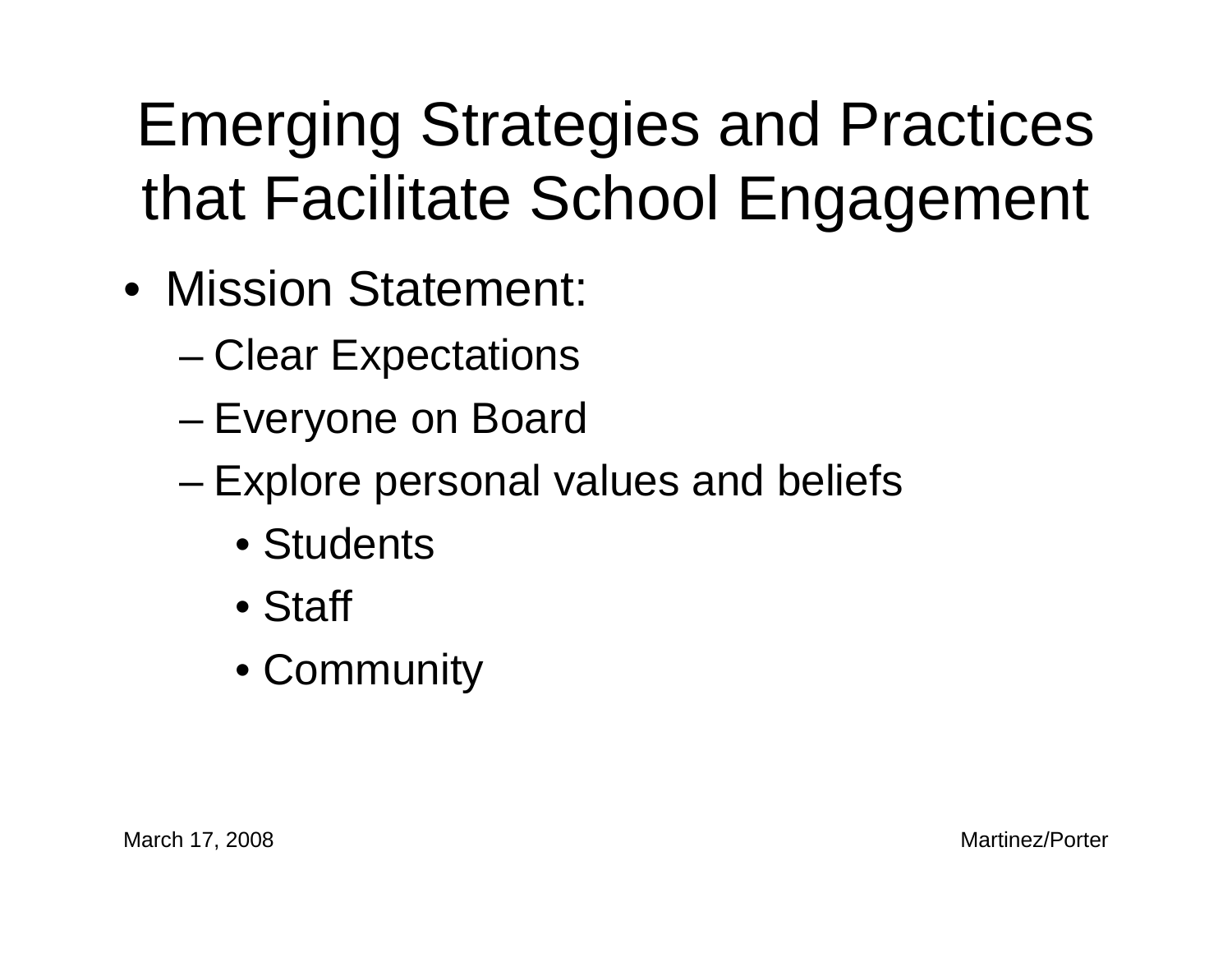# Emerging Strategies and Practices that Facilitate School Engagement

- Mission Statement:
  - Clear Expectations
  - Everyone on Board
  - Explore personal values and beliefs
    - Students
    - Staff
    - Community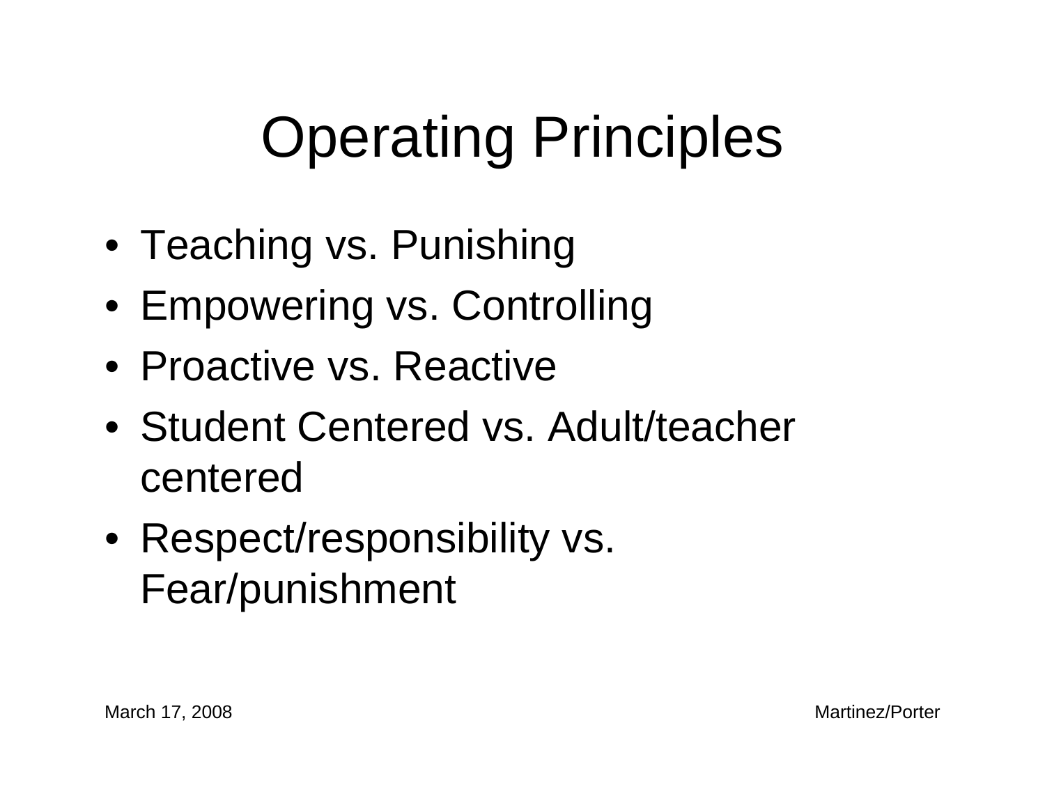# Operating Principles

- Teaching vs. Punishing
- Empowering vs. Controlling
- Proactive vs. Reactive
- Student Centered vs. Adult/teacher centered
- Respect/responsibility vs. Fear/punishment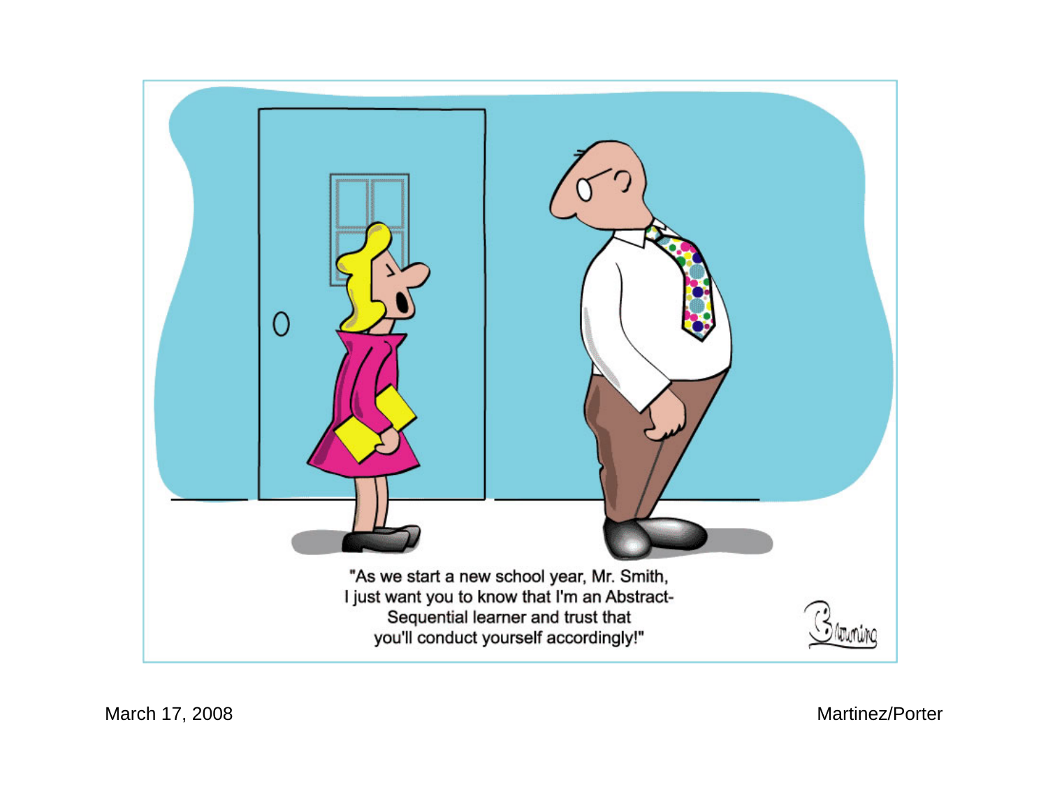"As we start a new school year, Mr. Smith, I just want you to know that I'm an Abstract-Sequential learner and trust that you'll conduct yourself accordingly!"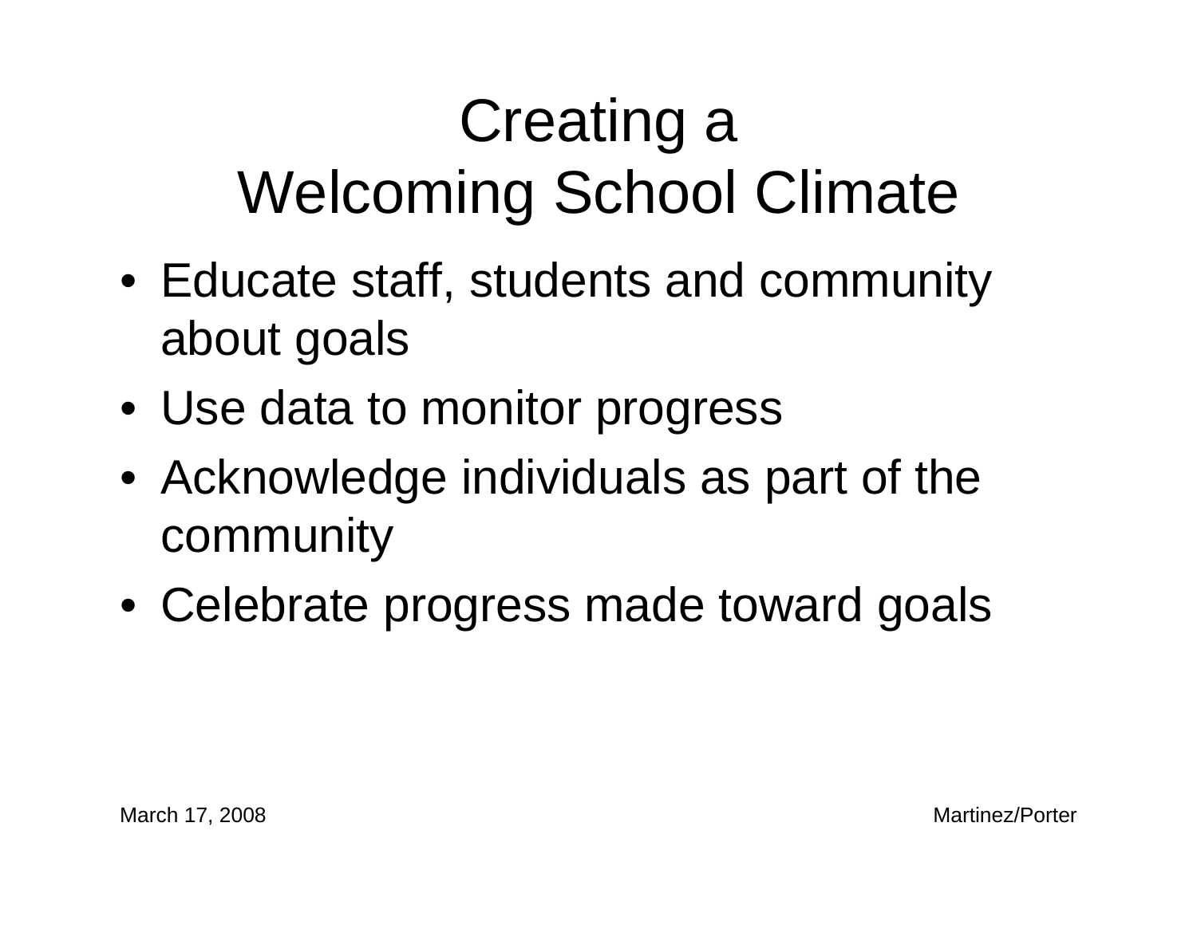# Creating a Welcoming School Climate

- Educate staff, students and community about goals
- Use data to monitor progress
- Acknowledge individuals as part of the community
- Celebrate progress made toward goals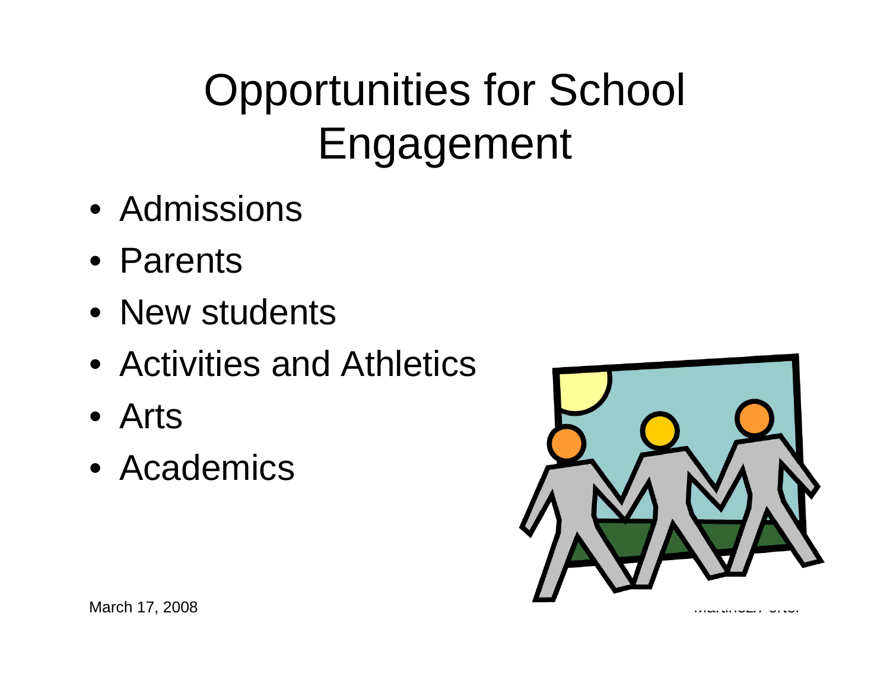# Opportunities for School Engagement

- Admissions
- Parents
- New students
- Activities and Athletics
- Arts
- Academics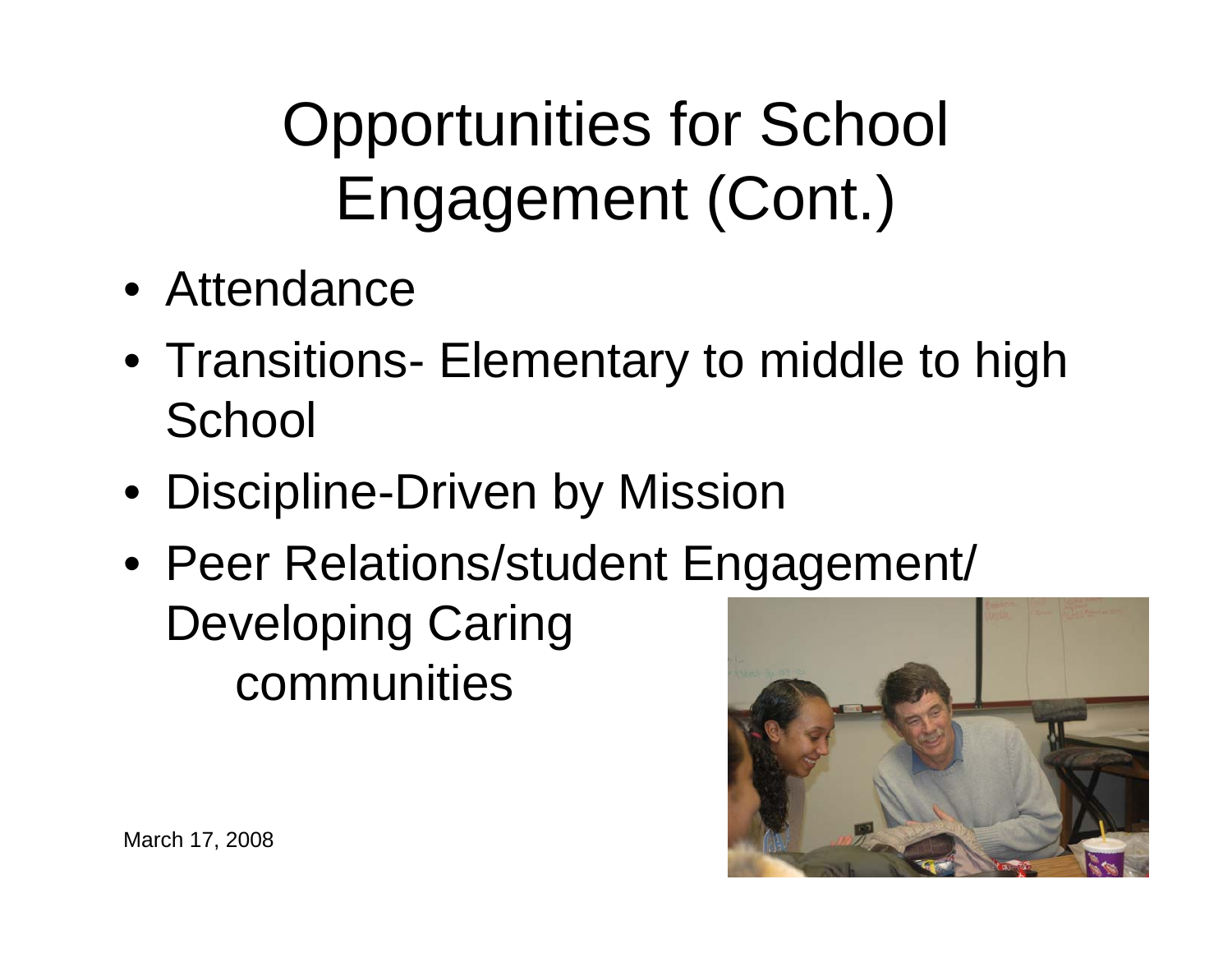# Opportunities for School Engagement (Cont.)

- Attendance
- Transitions- Elementary to middle to high School
- Discipline-Driven by Mission
- Peer Relations/student Engagement/ Developing Caring communities

March 17, 2008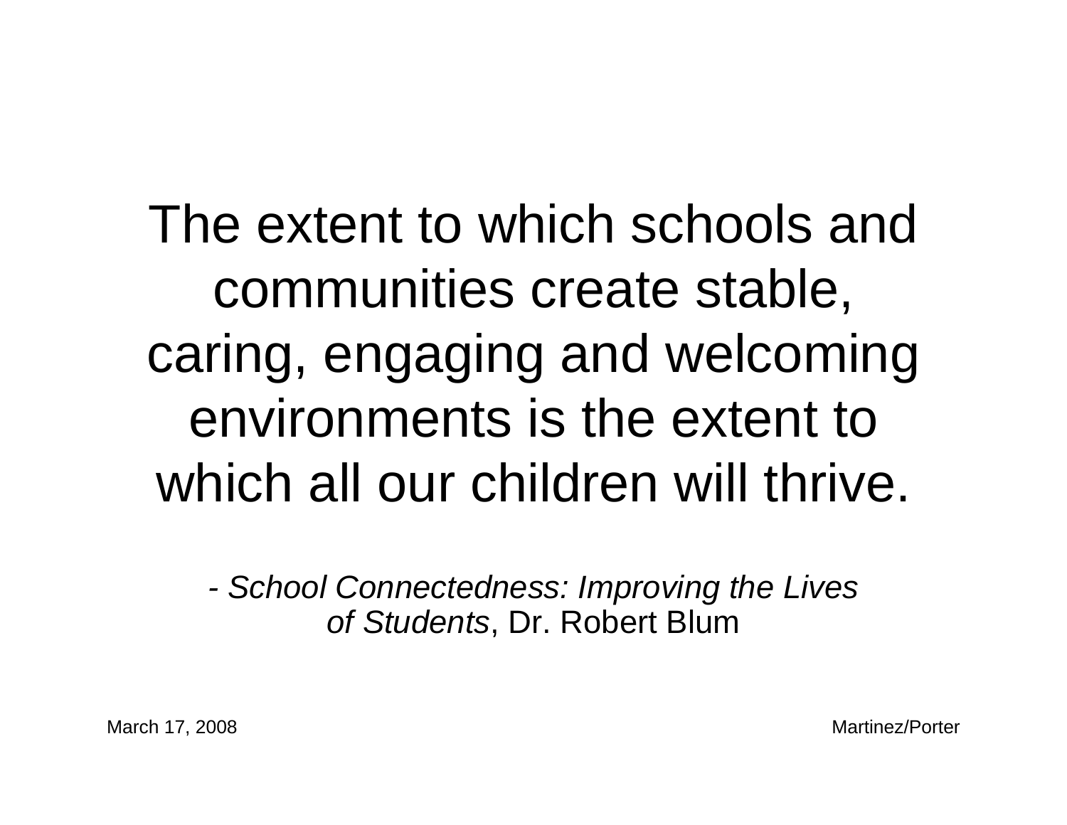The extent to which schools and communities create stable, caring, engaging and welcoming environments is the extent to which all our children will thrive.

*- School Connectedness: Improving the Lives of Students*, Dr. Robert Blum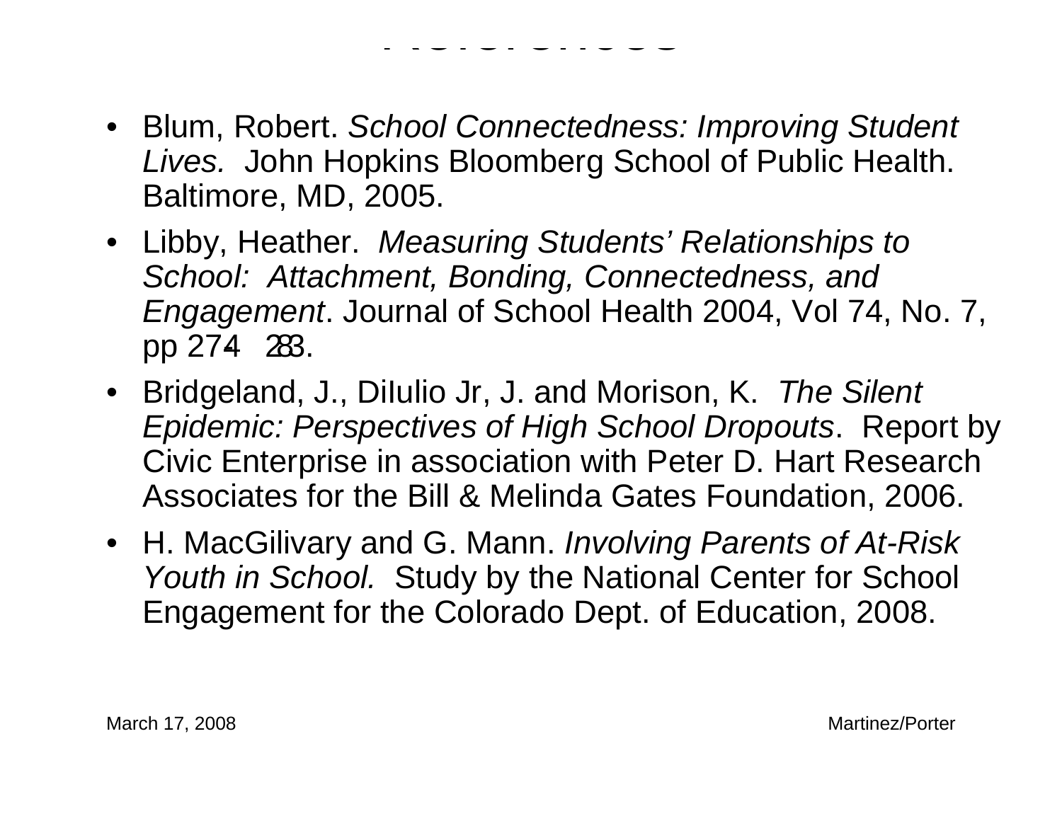# References

- Blum, Robert. *School Connectedness: Improving Student Lives.* John Hopkins Bloomberg School of Public Health. Baltimore, MD, 2005.
- Libby, Heather. *Measuring Students' Relationships to School: Attachment, Bonding, Connectedness, and Engagement*. Journal of School Health 2004, Vol 74, No. 7, pp 274 283.
- Bridgeland, J., DiIulio Jr, J. and Morison, K. *The Silent Epidemic: Perspectives of High School Dropouts*. Report by Civic Enterprise in association with Peter D. Hart Research Associates for the Bill & Melinda Gates Foundation, 2006.
- H. MacGilivary and G. Mann. *Involving Parents of At-Risk Youth in School.* Study by the National Center for School Engagement for the Colorado Dept. of Education, 2008.